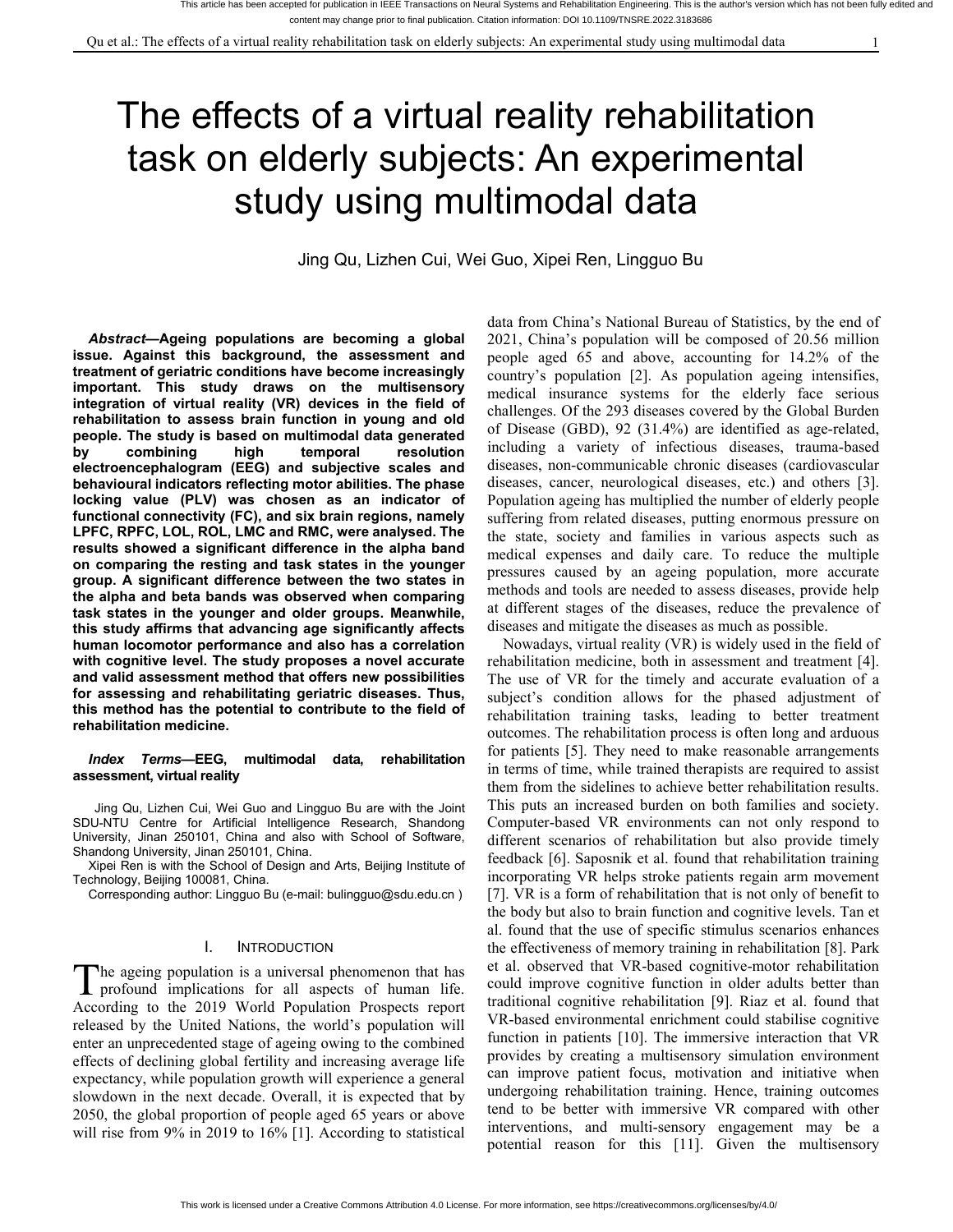# The effects of a virtual reality rehabilitation task on elderly subjects: An experimental study using multimodal data

Jing Qu, Lizhen Cui, Wei Guo, Xipei Ren, Lingguo Bu

***Abstract*—Ageing populations are becoming a global issue. Against this background, the assessment and treatment of geriatric conditions have become increasingly important. This study draws on the multisensory integration of virtual reality (VR) devices in the field of rehabilitation to assess brain function in young and old people. The study is based on multimodal data generated by combining high temporal resolution electroencephalogram (EEG) and subjective scales and behavioural indicators reflecting motor abilities. The phase locking value (PLV) was chosen as an indicator of functional connectivity (FC), and six brain regions, namely LPFC, RPFC, LOL, ROL, LMC and RMC, were analysed. The results showed a significant difference in the alpha band on comparing the resting and task states in the younger group. A significant difference between the two states in the alpha and beta bands was observed when comparing task states in the younger and older groups. Meanwhile, this study affirms that advancing age significantly affects human locomotor performance and also has a correlation with cognitive level. The study proposes a novel accurate and valid assessment method that offers new possibilities for assessing and rehabilitating geriatric diseases. Thus, this method has the potential to contribute to the field of rehabilitation medicine.**

***Index Terms*—EEG, multimodal data, rehabilitation assessment, virtual reality**

Jing Qu, Lizhen Cui, Wei Guo and Lingguo Bu are with the Joint SDU-NTU Centre for Artificial Intelligence Research, Shandong University, Jinan 250101, China and also with School of Software, Shandong University, Jinan 250101, China.

Xipei Ren is with the School of Design and Arts, Beijing Institute of Technology, Beijing 100081, China.

Corresponding author: Lingguo Bu (e-mail: bulingguo@sdu.edu.cn )

## I. Introduction

The ageing population is a universal phenomenon that has profound implications for all aspects of human life. According to the 2019 World Population Prospects report released by the United Nations, the world's population will enter an unprecedented stage of ageing owing to the combined effects of declining global fertility and increasing average life expectancy, while population growth will experience a general slowdown in the next decade. Overall, it is expected that by 2050, the global proportion of people aged 65 years or above will rise from 9% in 2019 to 16% [1]. According to statistical data from China's National Bureau of Statistics, by the end of 2021, China's population will be composed of 20.56 million people aged 65 and above, accounting for 14.2% of the country's population [2]. As population ageing intensifies, medical insurance systems for the elderly face serious challenges. Of the 293 diseases covered by the Global Burden of Disease (GBD), 92 (31.4%) are identified as age-related, including a variety of infectious diseases, trauma-based diseases, non-communicable chronic diseases (cardiovascular diseases, cancer, neurological diseases, etc.) and others [3]. Population ageing has multiplied the number of elderly people suffering from related diseases, putting enormous pressure on the state, society and families in various aspects such as medical expenses and daily care. To reduce the multiple pressures caused by an ageing population, more accurate methods and tools are needed to assess diseases, provide help at different stages of the diseases, reduce the prevalence of diseases and mitigate the diseases as much as possible.

Nowadays, virtual reality (VR) is widely used in the field of rehabilitation medicine, both in assessment and treatment [4]. The use of VR for the timely and accurate evaluation of a subject's condition allows for the phased adjustment of rehabilitation training tasks, leading to better treatment outcomes. The rehabilitation process is often long and arduous for patients [5]. They need to make reasonable arrangements in terms of time, while trained therapists are required to assist them from the sidelines to achieve better rehabilitation results. This puts an increased burden on both families and society. Computer-based VR environments can not only respond to different scenarios of rehabilitation but also provide timely feedback [6]. Saposnik et al. found that rehabilitation training incorporating VR helps stroke patients regain arm movement [7]. VR is a form of rehabilitation that is not only of benefit to the body but also to brain function and cognitive levels. Tan et al. found that the use of specific stimulus scenarios enhances the effectiveness of memory training in rehabilitation [8]. Park et al. observed that VR-based cognitive-motor rehabilitation could improve cognitive function in older adults better than traditional cognitive rehabilitation [9]. Riaz et al. found that VR-based environmental enrichment could stabilise cognitive function in patients [10]. The immersive interaction that VR provides by creating a multisensory simulation environment can improve patient focus, motivation and initiative when undergoing rehabilitation training. Hence, training outcomes tend to be better with immersive VR compared with other interventions, and multi-sensory engagement may be a potential reason for this [11]. Given the multisensory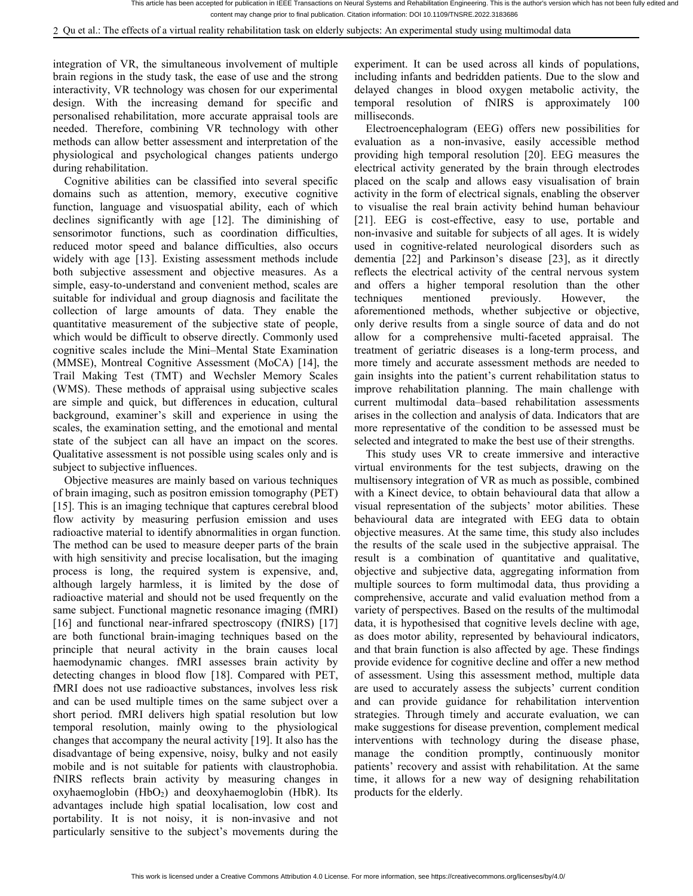integration of VR, the simultaneous involvement of multiple brain regions in the study task, the ease of use and the strong interactivity, VR technology was chosen for our experimental design. With the increasing demand for specific and personalised rehabilitation, more accurate appraisal tools are needed. Therefore, combining VR technology with other methods can allow better assessment and interpretation of the physiological and psychological changes patients undergo during rehabilitation.

Cognitive abilities can be classified into several specific domains such as attention, memory, executive cognitive function, language and visuospatial ability, each of which declines significantly with age [12]. The diminishing of sensorimotor functions, such as coordination difficulties, reduced motor speed and balance difficulties, also occurs widely with age [13]. Existing assessment methods include both subjective assessment and objective measures. As a simple, easy-to-understand and convenient method, scales are suitable for individual and group diagnosis and facilitate the collection of large amounts of data. They enable the quantitative measurement of the subjective state of people, which would be difficult to observe directly. Commonly used cognitive scales include the Mini–Mental State Examination (MMSE), Montreal Cognitive Assessment (MoCA) [14], the Trail Making Test (TMT) and Wechsler Memory Scales (WMS). These methods of appraisal using subjective scales are simple and quick, but differences in education, cultural background, examiner's skill and experience in using the scales, the examination setting, and the emotional and mental state of the subject can all have an impact on the scores. Qualitative assessment is not possible using scales only and is subject to subjective influences.

Objective measures are mainly based on various techniques of brain imaging, such as positron emission tomography (PET) [15]. This is an imaging technique that captures cerebral blood flow activity by measuring perfusion emission and uses radioactive material to identify abnormalities in organ function. The method can be used to measure deeper parts of the brain with high sensitivity and precise localisation, but the imaging process is long, the required system is expensive, and, although largely harmless, it is limited by the dose of radioactive material and should not be used frequently on the same subject. Functional magnetic resonance imaging (fMRI) [16] and functional near-infrared spectroscopy (fNIRS) [17] are both functional brain-imaging techniques based on the principle that neural activity in the brain causes local haemodynamic changes. fMRI assesses brain activity by detecting changes in blood flow [18]. Compared with PET, fMRI does not use radioactive substances, involves less risk and can be used multiple times on the same subject over a short period. fMRI delivers high spatial resolution but low temporal resolution, mainly owing to the physiological changes that accompany the neural activity [19]. It also has the disadvantage of being expensive, noisy, bulky and not easily mobile and is not suitable for patients with claustrophobia. fNIRS reflects brain activity by measuring changes in oxyhaemoglobin ($HbO_2$) and deoxyhaemoglobin (HbR). Its advantages include high spatial localisation, low cost and portability. It is not noisy, it is non-invasive and not particularly sensitive to the subject's movements during the experiment. It can be used across all kinds of populations, including infants and bedridden patients. Due to the slow and delayed changes in blood oxygen metabolic activity, the temporal resolution of fNIRS is approximately 100 milliseconds.

Electroencephalogram (EEG) offers new possibilities for evaluation as a non-invasive, easily accessible method providing high temporal resolution [20]. EEG measures the electrical activity generated by the brain through electrodes placed on the scalp and allows easy visualisation of brain activity in the form of electrical signals, enabling the observer to visualise the real brain activity behind human behaviour [21]. EEG is cost-effective, easy to use, portable and non-invasive and suitable for subjects of all ages. It is widely used in cognitive-related neurological disorders such as dementia [22] and Parkinson's disease [23], as it directly reflects the electrical activity of the central nervous system and offers a higher temporal resolution than the other techniques mentioned previously. However, the aforementioned methods, whether subjective or objective, only derive results from a single source of data and do not allow for a comprehensive multi-faceted appraisal. The treatment of geriatric diseases is a long-term process, and more timely and accurate assessment methods are needed to gain insights into the patient's current rehabilitation status to improve rehabilitation planning. The main challenge with current multimodal data–based rehabilitation assessments arises in the collection and analysis of data. Indicators that are more representative of the condition to be assessed must be selected and integrated to make the best use of their strengths.

This study uses VR to create immersive and interactive virtual environments for the test subjects, drawing on the multisensory integration of VR as much as possible, combined with a Kinect device, to obtain behavioural data that allow a visual representation of the subjects' motor abilities. These behavioural data are integrated with EEG data to obtain objective measures. At the same time, this study also includes the results of the scale used in the subjective appraisal. The result is a combination of quantitative and qualitative, objective and subjective data, aggregating information from multiple sources to form multimodal data, thus providing a comprehensive, accurate and valid evaluation method from a variety of perspectives. Based on the results of the multimodal data, it is hypothesised that cognitive levels decline with age, as does motor ability, represented by behavioural indicators, and that brain function is also affected by age. These findings provide evidence for cognitive decline and offer a new method of assessment. Using this assessment method, multiple data are used to accurately assess the subjects' current condition and can provide guidance for rehabilitation intervention strategies. Through timely and accurate evaluation, we can make suggestions for disease prevention, complement medical interventions with technology during the disease phase, manage the condition promptly, continuously monitor patients' recovery and assist with rehabilitation. At the same time, it allows for a new way of designing rehabilitation products for the elderly.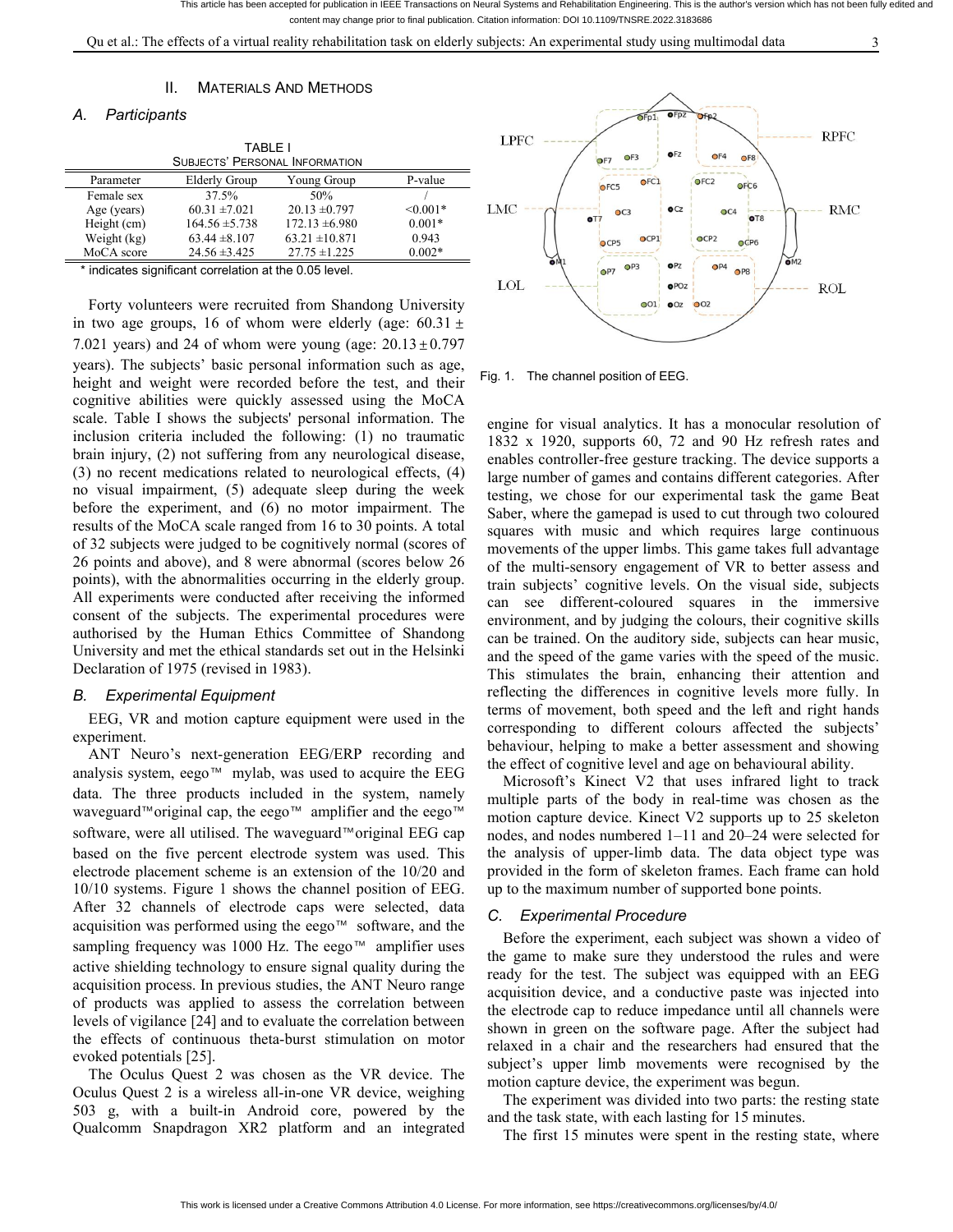## II. MATERIALS AND METHODS

### A. Participants

TABLE I
SUBJECTS' PERSONAL INFORMATION

| Parameter | Elderly Group | Young Group | P-value |
|---|---|---|---|
| Female sex | 37.5% | 50% | / |
| Age (years) | 60.31 ±7.021 | 20.13 ±0.797 | <0.001* |
| Height (cm) | 164.56 ±5.738 | 172.13 ±6.980 | 0.001* |
| Weight (kg) | 63.44 ±8.107 | 63.21 ±10.871 | 0.943 |
| MoCA score | 24.56 ±3.425 | 27.75 ±1.225 | 0.002* |

\* indicates significant correlation at the 0.05 level.

Forty volunteers were recruited from Shandong University in two age groups, 16 of whom were elderly (age: 60.31 ± 7.021 years) and 24 of whom were young (age: 20.13 ± 0.797 years). The subjects' basic personal information such as age, height and weight were recorded before the test, and their cognitive abilities were quickly assessed using the MoCA scale. Table I shows the subjects' personal information. The inclusion criteria included the following: (1) no traumatic brain injury, (2) not suffering from any neurological disease, (3) no recent medications related to neurological effects, (4) no visual impairment, (5) adequate sleep during the week before the experiment, and (6) no motor impairment. The results of the MoCA scale ranged from 16 to 30 points. A total of 32 subjects were judged to be cognitively normal (scores of 26 points and above), and 8 were abnormal (scores below 26 points), with the abnormalities occurring in the elderly group. All experiments were conducted after receiving the informed consent of the subjects. The experimental procedures were authorised by the Human Ethics Committee of Shandong University and met the ethical standards set out in the Helsinki Declaration of 1975 (revised in 1983).

### B. Experimental Equipment

EEG, VR and motion capture equipment were used in the experiment.

ANT Neuro's next-generation EEG/ERP recording and analysis system, eego™ mylab, was used to acquire the EEG data. The three products included in the system, namely waveguard™original cap, the eego™ amplifier and the eego™ software, were all utilised. The waveguard™original EEG cap based on the five percent electrode system was used. This electrode placement scheme is an extension of the 10/20 and 10/10 systems. Figure 1 shows the channel position of EEG. After 32 channels of electrode caps were selected, data acquisition was performed using the eego™ software, and the sampling frequency was 1000 Hz. The eego™ amplifier uses active shielding technology to ensure signal quality during the acquisition process. In previous studies, the ANT Neuro range of products was applied to assess the correlation between levels of vigilance [24] and to evaluate the correlation between the effects of continuous theta-burst stimulation on motor evoked potentials [25].

The Oculus Quest 2 was chosen as the VR device. The Oculus Quest 2 is a wireless all-in-one VR device, weighing 503 g, with a built-in Android core, powered by the Qualcomm Snapdragon XR2 platform and an integrated engine for visual analytics. It has a monocular resolution of 1832 x 1920, supports 60, 72 and 90 Hz refresh rates and enables controller-free gesture tracking. The device supports a large number of games and contains different categories. After testing, we chose for our experimental task the game Beat Saber, where the gamepad is used to cut through two coloured squares with music and which requires large continuous movements of the upper limbs. This game takes full advantage of the multi-sensory engagement of VR to better assess and train subjects' cognitive levels. On the visual side, subjects can see different-coloured squares in the immersive environment, and by judging the colours, their cognitive skills can be trained. On the auditory side, subjects can hear music, and the speed of the game varies with the speed of the music. This stimulates the brain, enhancing their attention and reflecting the differences in cognitive levels more fully. In terms of movement, both speed and the left and right hands corresponding to different colours affected the subjects' behaviour, helping to make a better assessment and showing the effect of cognitive level and age on behavioural ability.

Fig. 1. The channel position of EEG.

Microsoft's Kinect V2 that uses infrared light to track multiple parts of the body in real-time was chosen as the motion capture device. Kinect V2 supports up to 25 skeleton nodes, and nodes numbered 1–11 and 20–24 were selected for the analysis of upper-limb data. The data object type was provided in the form of skeleton frames. Each frame can hold up to the maximum number of supported bone points.

### C. Experimental Procedure

Before the experiment, each subject was shown a video of the game to make sure they understood the rules and were ready for the test. The subject was equipped with an EEG acquisition device, and a conductive paste was injected into the electrode cap to reduce impedance until all channels were shown in green on the software page. After the subject had relaxed in a chair and the researchers had ensured that the subject's upper limb movements were recognised by the motion capture device, the experiment was begun.

The experiment was divided into two parts: the resting state and the task state, with each lasting for 15 minutes.

The first 15 minutes were spent in the resting state, where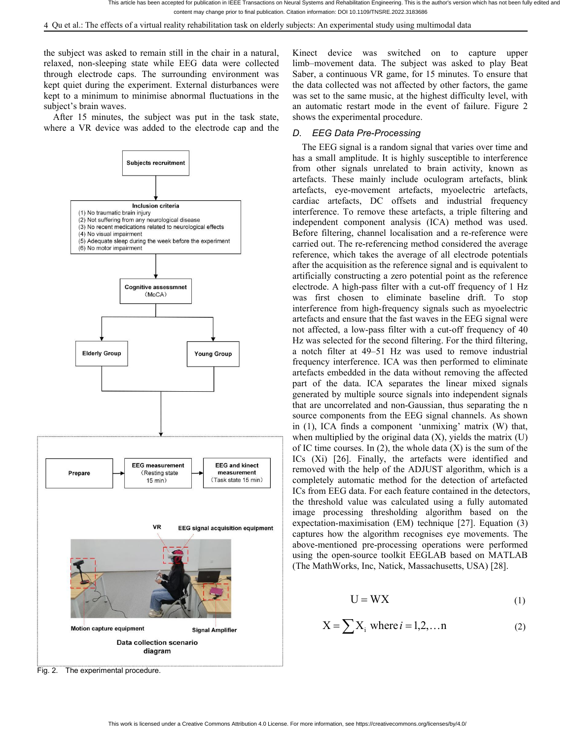the subject was asked to remain still in the chair in a natural, relaxed, non-sleeping state while EEG data were collected through electrode caps. The surrounding environment was kept quiet during the experiment. External disturbances were kept to a minimum to minimise abnormal fluctuations in the subject's brain waves.

After 15 minutes, the subject was put in the task state, where a VR device was added to the electrode cap and the Kinect device was switched on to capture upper limb–movement data. The subject was asked to play Beat Saber, a continuous VR game, for 15 minutes. To ensure that the data collected was not affected by other factors, the game was set to the same music, at the highest difficulty level, with an automatic restart mode in the event of failure. Figure 2 shows the experimental procedure.

Fig. 2. The experimental procedure.

### D. EEG Data Pre-Processing

The EEG signal is a random signal that varies over time and has a small amplitude. It is highly susceptible to interference from other signals unrelated to brain activity, known as artefacts. These mainly include oculogram artefacts, blink artefacts, eye-movement artefacts, myoelectric artefacts, cardiac artefacts, DC offsets and industrial frequency interference. To remove these artefacts, a triple filtering and independent component analysis (ICA) method was used. Before filtering, channel localisation and a re-reference were carried out. The re-referencing method considered the average reference, which takes the average of all electrode potentials after the acquisition as the reference signal and is equivalent to artificially constructing a zero potential point as the reference electrode. A high-pass filter with a cut-off frequency of 1 Hz was first chosen to eliminate baseline drift. To stop interference from high-frequency signals such as myoelectric artefacts and ensure that the fast waves in the EEG signal were not affected, a low-pass filter with a cut-off frequency of 40 Hz was selected for the second filtering. For the third filtering, a notch filter at 49–51 Hz was used to remove industrial frequency interference. ICA was then performed to eliminate artefacts embedded in the data without removing the affected part of the data. ICA separates the linear mixed signals generated by multiple source signals into independent signals that are uncorrelated and non-Gaussian, thus separating the n source components from the EEG signal channels. As shown in (1), ICA finds a component 'unmixing' matrix (W) that, when multiplied by the original data (X), yields the matrix (U) of IC time courses. In (2), the whole data (X) is the sum of the ICs (Xi) [26]. Finally, the artefacts were identified and removed with the help of the ADJUST algorithm, which is a completely automatic method for the detection of artefacted ICs from EEG data. For each feature contained in the detectors, the threshold value was calculated using a fully automated image processing thresholding algorithm based on the expectation-maximisation (EM) technique [27]. Equation (3) captures how the algorithm recognises eye movements. The above-mentioned pre-processing operations were performed using the open-source toolkit EEGLAB based on MATLAB (The MathWorks, Inc, Natick, Massachusetts, USA) [28].

$$\mathrm{U} = \mathrm{WX} \tag{1}$$

$$\mathrm{X} = \sum \mathrm{X}_{\mathrm{i}} \text{ where } i = 1, 2, \ldots \mathrm{n} \tag{2}$$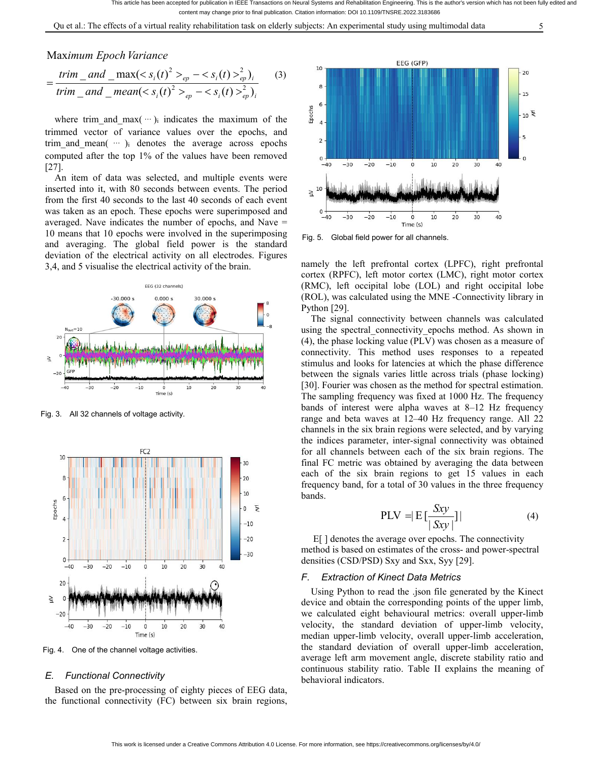$$\text{Maximum Epoch Variance} = \frac{trim\_and\_max(<s_i(t)^2>_{ep} - <s_i(t)>^2_{ep})_i}{trim\_and\_mean(<s_i(t)^2>_{ep} - <s_i(t)>^2_{ep})_i} \quad (3)$$

where trim_and_max( ··· )$_i$ indicates the maximum of the trimmed vector of variance values over the epochs, and trim_and_mean( ··· )$_i$ denotes the average across epochs computed after the top 1% of the values have been removed [27].

An item of data was selected, and multiple events were inserted into it, with 80 seconds between events. The period from the first 40 seconds to the last 40 seconds of each event was taken as an epoch. These epochs were superimposed and averaged. Nave indicates the number of epochs, and Nave = 10 means that 10 epochs were involved in the superimposing and averaging. The global field power is the standard deviation of the electrical activity on all electrodes. Figures 3,4, and 5 visualise the electrical activity of the brain.

Fig. 3. All 32 channels of voltage activity.

Fig. 4. One of the channel voltage activities.

Fig. 5. Global field power for all channels.

### E. Functional Connectivity

Based on the pre-processing of eighty pieces of EEG data, the functional connectivity (FC) between six brain regions, namely the left prefrontal cortex (LPFC), right prefrontal cortex (RPFC), left motor cortex (LMC), right motor cortex (RMC), left occipital lobe (LOL) and right occipital lobe (ROL), was calculated using the MNE -Connectivity library in Python [29].

The signal connectivity between channels was calculated using the spectral_connectivity_epochs method. As shown in (4), the phase locking value (PLV) was chosen as a measure of connectivity. This method uses responses to a repeated stimulus and looks for latencies at which the phase difference between the signals varies little across trials (phase locking) [30]. Fourier was chosen as the method for spectral estimation. The sampling frequency was fixed at 1000 Hz. The frequency bands of interest were alpha waves at 8–12 Hz frequency range and beta waves at 12–40 Hz frequency range. All 22 channels in the six brain regions were selected, and by varying the indices parameter, inter-signal connectivity was obtained for all channels between each of the six brain regions. The final FC metric was obtained by averaging the data between each of the six brain regions to get 15 values in each frequency band, for a total of 30 values in the three frequency bands.

$$\text{PLV} = \left| \text{E}\left[\frac{Sxy}{|Sxy|}\right] \right| \quad (4)$$

E[ ] denotes the average over epochs. The connectivity method is based on estimates of the cross- and power-spectral densities (CSD/PSD) Sxy and Sxx, Syy [29].

### F. Extraction of Kinect Data Metrics

Using Python to read the .json file generated by the Kinect device and obtain the corresponding points of the upper limb, we calculated eight behavioural metrics: overall upper-limb velocity, the standard deviation of upper-limb velocity, median upper-limb velocity, overall upper-limb acceleration, the standard deviation of overall upper-limb acceleration, average left arm movement angle, discrete stability ratio and continuous stability ratio. Table II explains the meaning of behavioral indicators.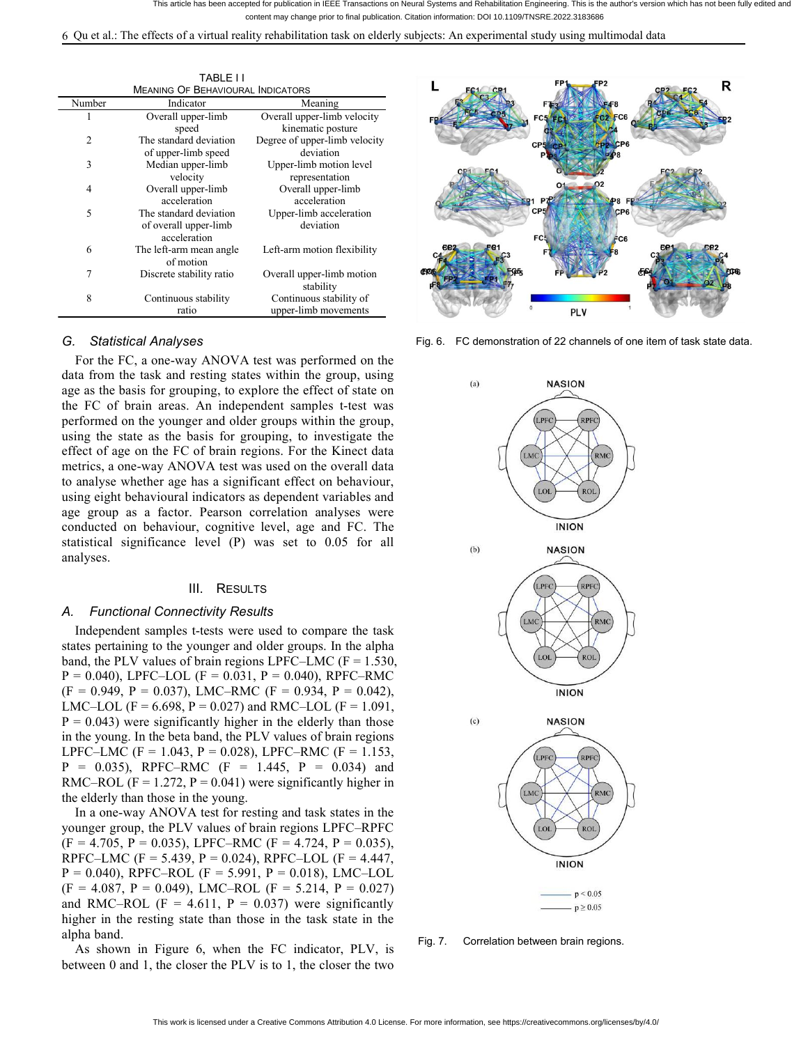TABLE II
MEANING OF BEHAVIOURAL INDICATORS

| Number | Indicator | Meaning |
|---|---|---|
| 1 | Overall upper-limb speed | Overall upper-limb velocity kinematic posture |
| 2 | The standard deviation of upper-limb speed | Degree of upper-limb velocity deviation |
| 3 | Median upper-limb velocity | Upper-limb motion level representation |
| 4 | Overall upper-limb acceleration | Overall upper-limb acceleration |
| 5 | The standard deviation of overall upper-limb acceleration | Upper-limb acceleration deviation |
| 6 | The left-arm mean angle of motion | Left-arm motion flexibility |
| 7 | Discrete stability ratio | Overall upper-limb motion stability |
| 8 | Continuous stability ratio | Continuous stability of upper-limb movements |

### G. Statistical Analyses

For the FC, a one-way ANOVA test was performed on the data from the task and resting states within the group, using age as the basis for grouping, to explore the effect of state on the FC of brain areas. An independent samples t-test was performed on the younger and older groups within the group, using the state as the basis for grouping, to investigate the effect of age on the FC of brain regions. For the Kinect data metrics, a one-way ANOVA test was used on the overall data to analyse whether age has a significant effect on behaviour, using eight behavioural indicators as dependent variables and age group as a factor. Pearson correlation analyses were conducted on behaviour, cognitive level, age and FC. The statistical significance level (P) was set to 0.05 for all analyses.

## III. RESULTS

### A. Functional Connectivity Results

Independent samples t-tests were used to compare the task states pertaining to the younger and older groups. In the alpha band, the PLV values of brain regions LPFC–LMC ($F = 1.530$, $P = 0.040$), LPFC–LOL ($F = 0.031$, $P = 0.040$), RPFC–RMC ($F = 0.949$, $P = 0.037$), LMC–RMC ($F = 0.934$, $P = 0.042$), LMC–LOL ($F = 6.698$, $P = 0.027$) and RMC–LOL ($F = 1.091$, $P = 0.043$) were significantly higher in the elderly than those in the young. In the beta band, the PLV values of brain regions LPFC–LMC ($F = 1.043$, $P = 0.028$), LPFC–RMC ($F = 1.153$, $P = 0.035$), RPFC–RMC ($F = 1.445$, $P = 0.034$) and RMC–ROL ($F = 1.272$, $P = 0.041$) were significantly higher in the elderly than those in the young.

In a one-way ANOVA test for resting and task states in the younger group, the PLV values of brain regions LPFC–RPFC ($F = 4.705$, $P = 0.035$), LPFC–RMC ($F = 4.724$, $P = 0.035$), RPFC–LMC ($F = 5.439$, $P = 0.024$), RPFC–LOL ($F = 4.447$, $P = 0.040$), RPFC–ROL ($F = 5.991$, $P = 0.018$), LMC–LOL ($F = 4.087$, $P = 0.049$), LMC–ROL ($F = 5.214$, $P = 0.027$) and RMC–ROL ($F = 4.611$, $P = 0.037$) were significantly higher in the resting state than those in the task state in the alpha band.

As shown in Figure 6, when the FC indicator, PLV, is between 0 and 1, the closer the PLV is to 1, the closer the two

Fig. 6. FC demonstration of 22 channels of one item of task state data.

Fig. 7. Correlation between brain regions.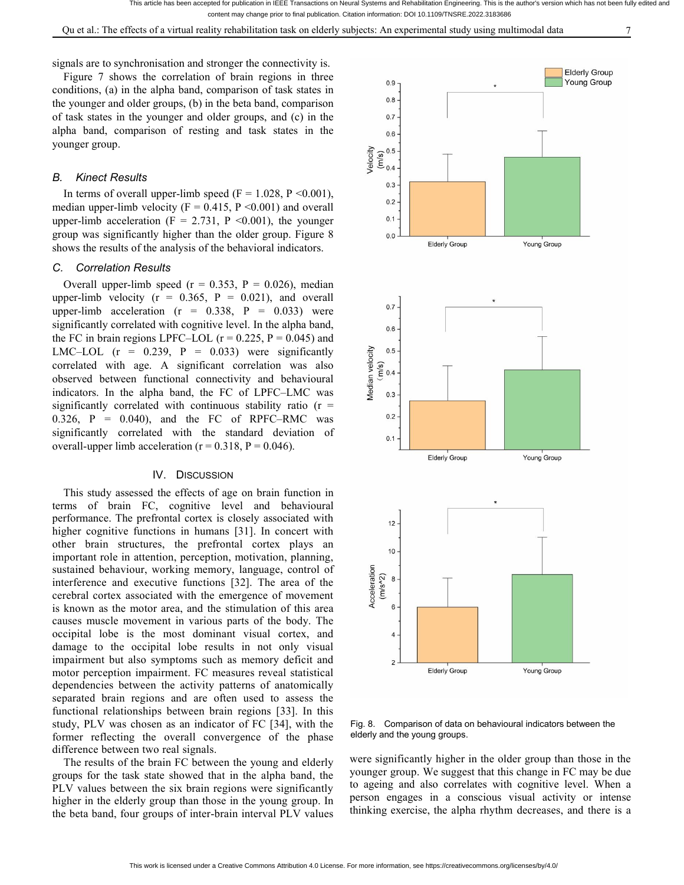signals are to synchronisation and stronger the connectivity is.

Figure 7 shows the correlation of brain regions in three conditions, (a) in the alpha band, comparison of task states in the younger and older groups, (b) in the beta band, comparison of task states in the younger and older groups, and (c) in the alpha band, comparison of resting and task states in the younger group.

### B. Kinect Results

In terms of overall upper-limb speed ($F = 1.028$, $P < 0.001$), median upper-limb velocity ($F = 0.415$, $P < 0.001$) and overall upper-limb acceleration ($F = 2.731$, $P < 0.001$), the younger group was significantly higher than the older group. Figure 8 shows the results of the analysis of the behavioral indicators.

### C. Correlation Results

Overall upper-limb speed ($r = 0.353$, $P = 0.026$), median upper-limb velocity ($r = 0.365$, $P = 0.021$), and overall upper-limb acceleration ($r = 0.338$, $P = 0.033$) were significantly correlated with cognitive level. In the alpha band, the FC in brain regions LPFC–LOL ($r = 0.225$, $P = 0.045$) and LMC–LOL ($r = 0.239$, $P = 0.033$) were significantly correlated with age. A significant correlation was also observed between functional connectivity and behavioural indicators. In the alpha band, the FC of LPFC–LMC was significantly correlated with continuous stability ratio ($r = 0.326$, $P = 0.040$), and the FC of RPFC–RMC was significantly correlated with the standard deviation of overall-upper limb acceleration ($r = 0.318$, $P = 0.046$).

## IV. Discussion

This study assessed the effects of age on brain function in terms of brain FC, cognitive level and behavioural performance. The prefrontal cortex is closely associated with higher cognitive functions in humans [31]. In concert with other brain structures, the prefrontal cortex plays an important role in attention, perception, motivation, planning, sustained behaviour, working memory, language, control of interference and executive functions [32]. The area of the cerebral cortex associated with the emergence of movement is known as the motor area, and the stimulation of this area causes muscle movement in various parts of the body. The occipital lobe is the most dominant visual cortex, and damage to the occipital lobe results in not only visual impairment but also symptoms such as memory deficit and motor perception impairment. FC measures reveal statistical dependencies between the activity patterns of anatomically separated brain regions and are often used to assess the functional relationships between brain regions [33]. In this study, PLV was chosen as an indicator of FC [34], with the former reflecting the overall convergence of the phase difference between two real signals.

The results of the brain FC between the young and elderly groups for the task state showed that in the alpha band, the PLV values between the six brain regions were significantly higher in the elderly group than those in the young group. In the beta band, four groups of inter-brain interval PLV values were significantly higher in the older group than those in the younger group. We suggest that this change in FC may be due to ageing and also correlates with cognitive level. When a person engages in a conscious visual activity or intense thinking exercise, the alpha rhythm decreases, and there is a

Fig. 8. Comparison of data on behavioural indicators between the elderly and the young groups.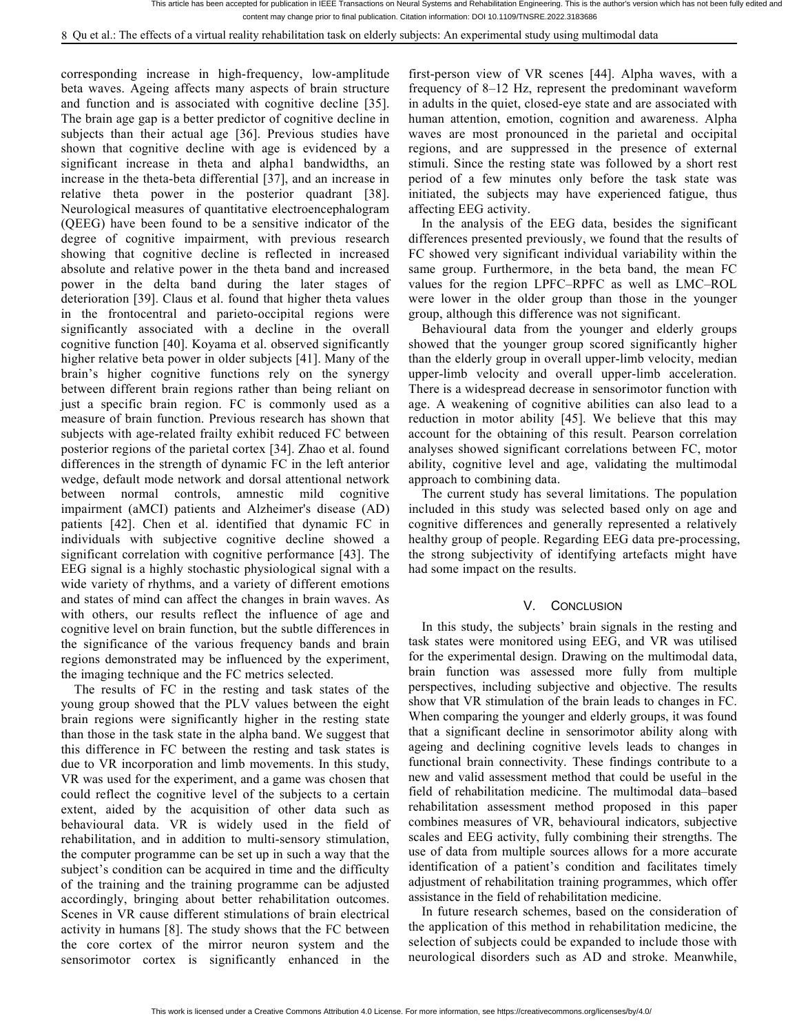corresponding increase in high-frequency, low-amplitude beta waves. Ageing affects many aspects of brain structure and function and is associated with cognitive decline [35]. The brain age gap is a better predictor of cognitive decline in subjects than their actual age [36]. Previous studies have shown that cognitive decline with age is evidenced by a significant increase in theta and alpha1 bandwidths, an increase in the theta-beta differential [37], and an increase in relative theta power in the posterior quadrant [38]. Neurological measures of quantitative electroencephalogram (QEEG) have been found to be a sensitive indicator of the degree of cognitive impairment, with previous research showing that cognitive decline is reflected in increased absolute and relative power in the theta band and increased power in the delta band during the later stages of deterioration [39]. Claus et al. found that higher theta values in the frontocentral and parieto-occipital regions were significantly associated with a decline in the overall cognitive function [40]. Koyama et al. observed significantly higher relative beta power in older subjects [41]. Many of the brain's higher cognitive functions rely on the synergy between different brain regions rather than being reliant on just a specific brain region. FC is commonly used as a measure of brain function. Previous research has shown that subjects with age-related frailty exhibit reduced FC between posterior regions of the parietal cortex [34]. Zhao et al. found differences in the strength of dynamic FC in the left anterior wedge, default mode network and dorsal attentional network between normal controls, amnestic mild cognitive impairment (aMCI) patients and Alzheimer's disease (AD) patients [42]. Chen et al. identified that dynamic FC in individuals with subjective cognitive decline showed a significant correlation with cognitive performance [43]. The EEG signal is a highly stochastic physiological signal with a wide variety of rhythms, and a variety of different emotions and states of mind can affect the changes in brain waves. As with others, our results reflect the influence of age and cognitive level on brain function, but the subtle differences in the significance of the various frequency bands and brain regions demonstrated may be influenced by the experiment, the imaging technique and the FC metrics selected.

The results of FC in the resting and task states of the young group showed that the PLV values between the eight brain regions were significantly higher in the resting state than those in the task state in the alpha band. We suggest that this difference in FC between the resting and task states is due to VR incorporation and limb movements. In this study, VR was used for the experiment, and a game was chosen that could reflect the cognitive level of the subjects to a certain extent, aided by the acquisition of other data such as behavioural data. VR is widely used in the field of rehabilitation, and in addition to multi-sensory stimulation, the computer programme can be set up in such a way that the subject's condition can be acquired in time and the difficulty of the training and the training programme can be adjusted accordingly, bringing about better rehabilitation outcomes. Scenes in VR cause different stimulations of brain electrical activity in humans [8]. The study shows that the FC between the core cortex of the mirror neuron system and the sensorimotor cortex is significantly enhanced in the first-person view of VR scenes [44]. Alpha waves, with a frequency of 8–12 Hz, represent the predominant waveform in adults in the quiet, closed-eye state and are associated with human attention, emotion, cognition and awareness. Alpha waves are most pronounced in the parietal and occipital regions, and are suppressed in the presence of external stimuli. Since the resting state was followed by a short rest period of a few minutes only before the task state was initiated, the subjects may have experienced fatigue, thus affecting EEG activity.

In the analysis of the EEG data, besides the significant differences presented previously, we found that the results of FC showed very significant individual variability within the same group. Furthermore, in the beta band, the mean FC values for the region LPFC–RPFC as well as LMC–ROL were lower in the older group than those in the younger group, although this difference was not significant.

Behavioural data from the younger and elderly groups showed that the younger group scored significantly higher than the elderly group in overall upper-limb velocity, median upper-limb velocity and overall upper-limb acceleration. There is a widespread decrease in sensorimotor function with age. A weakening of cognitive abilities can also lead to a reduction in motor ability [45]. We believe that this may account for the obtaining of this result. Pearson correlation analyses showed significant correlations between FC, motor ability, cognitive level and age, validating the multimodal approach to combining data.

The current study has several limitations. The population included in this study was selected based only on age and cognitive differences and generally represented a relatively healthy group of people. Regarding EEG data pre-processing, the strong subjectivity of identifying artefacts might have had some impact on the results.

## V. Conclusion

In this study, the subjects' brain signals in the resting and task states were monitored using EEG, and VR was utilised for the experimental design. Drawing on the multimodal data, brain function was assessed more fully from multiple perspectives, including subjective and objective. The results show that VR stimulation of the brain leads to changes in FC. When comparing the younger and elderly groups, it was found that a significant decline in sensorimotor ability along with ageing and declining cognitive levels leads to changes in functional brain connectivity. These findings contribute to a new and valid assessment method that could be useful in the field of rehabilitation medicine. The multimodal data–based rehabilitation assessment method proposed in this paper combines measures of VR, behavioural indicators, subjective scales and EEG activity, fully combining their strengths. The use of data from multiple sources allows for a more accurate identification of a patient's condition and facilitates timely adjustment of rehabilitation training programmes, which offer assistance in the field of rehabilitation medicine.

In future research schemes, based on the consideration of the application of this method in rehabilitation medicine, the selection of subjects could be expanded to include those with neurological disorders such as AD and stroke. Meanwhile,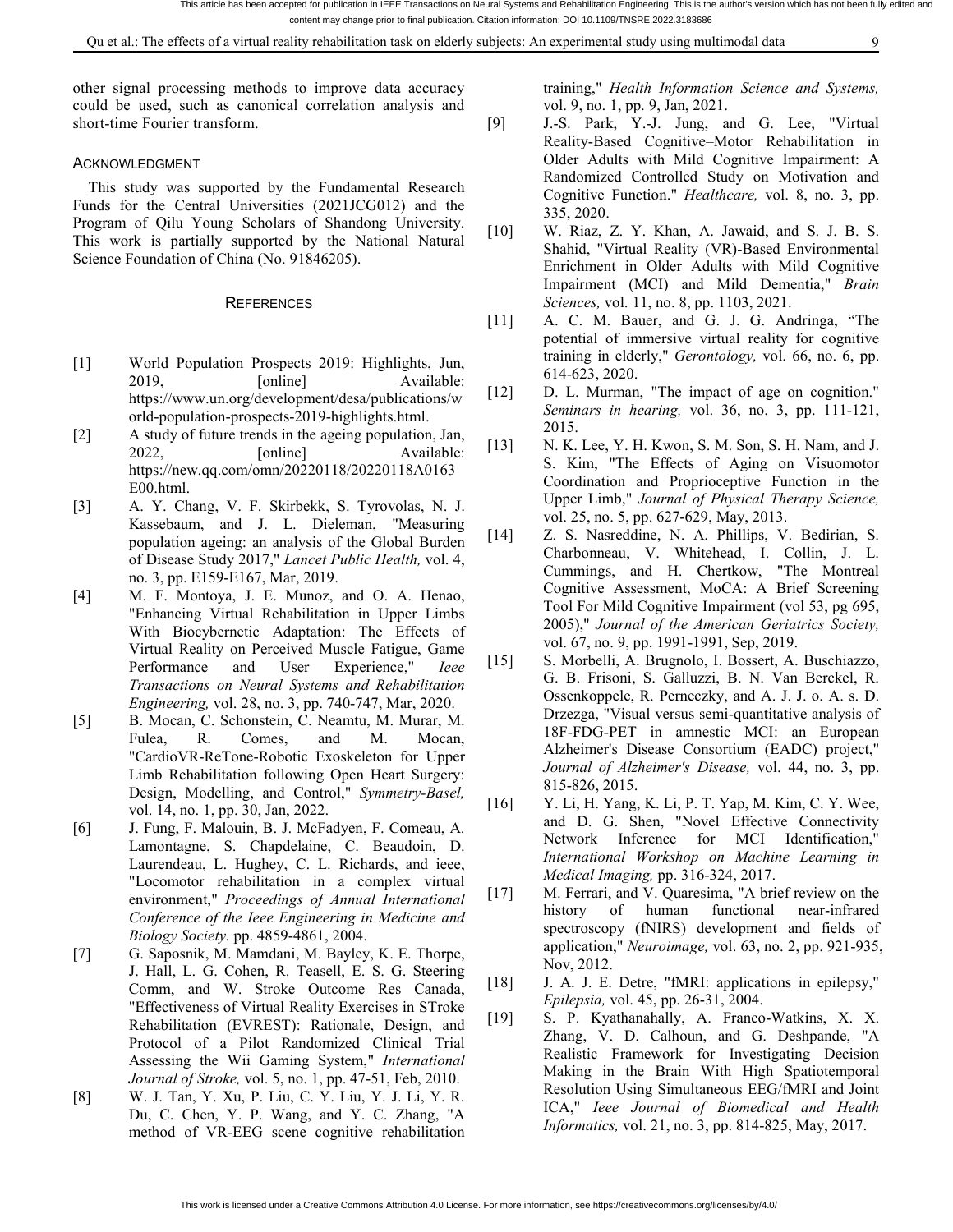other signal processing methods to improve data accuracy could be used, such as canonical correlation analysis and short-time Fourier transform.

## ACKNOWLEDGMENT

This study was supported by the Fundamental Research Funds for the Central Universities (2021JCG012) and the Program of Qilu Young Scholars of Shandong University. This work is partially supported by the National Natural Science Foundation of China (No. 91846205).

## REFERENCES

[1] World Population Prospects 2019: Highlights, Jun, 2019, [online] Available: https://www.un.org/development/desa/publications/world-population-prospects-2019-highlights.html.

[2] A study of future trends in the ageing population, Jan, 2022, [online] Available: https://new.qq.com/omn/20220118/20220118A0163E00.html.

[3] A. Y. Chang, V. F. Skirbekk, S. Tyrovolas, N. J. Kassebaum, and J. L. Dieleman, "Measuring population ageing: an analysis of the Global Burden of Disease Study 2017," *Lancet Public Health,* vol. 4, no. 3, pp. E159-E167, Mar, 2019.

[4] M. F. Montoya, J. E. Munoz, and O. A. Henao, "Enhancing Virtual Rehabilitation in Upper Limbs With Biocybernetic Adaptation: The Effects of Virtual Reality on Perceived Muscle Fatigue, Game Performance and User Experience," *Ieee Transactions on Neural Systems and Rehabilitation Engineering,* vol. 28, no. 3, pp. 740-747, Mar, 2020.

[5] B. Mocan, C. Schonstein, C. Neamtu, M. Murar, M. Fulea, R. Comes, and M. Mocan, "CardioVR-ReTone-Robotic Exoskeleton for Upper Limb Rehabilitation following Open Heart Surgery: Design, Modelling, and Control," *Symmetry-Basel,* vol. 14, no. 1, pp. 30, Jan, 2022.

[6] J. Fung, F. Malouin, B. J. McFadyen, F. Comeau, A. Lamontagne, S. Chapdelaine, C. Beaudoin, D. Laurendeau, L. Hughey, C. L. Richards, and ieee, "Locomotor rehabilitation in a complex virtual environment," *Proceedings of Annual International Conference of the Ieee Engineering in Medicine and Biology Society.* pp. 4859-4861, 2004.

[7] G. Saposnik, M. Mamdani, M. Bayley, K. E. Thorpe, J. Hall, L. G. Cohen, R. Teasell, E. S. G. Steering Comm, and W. Stroke Outcome Res Canada, "Effectiveness of Virtual Reality Exercises in STroke Rehabilitation (EVREST): Rationale, Design, and Protocol of a Pilot Randomized Clinical Trial Assessing the Wii Gaming System," *International Journal of Stroke,* vol. 5, no. 1, pp. 47-51, Feb, 2010.

[8] W. J. Tan, Y. Xu, P. Liu, C. Y. Liu, Y. J. Li, Y. R. Du, C. Chen, Y. P. Wang, and Y. C. Zhang, "A method of VR-EEG scene cognitive rehabilitation training," *Health Information Science and Systems,* vol. 9, no. 1, pp. 9, Jan, 2021.

[9] J.-S. Park, Y.-J. Jung, and G. Lee, "Virtual Reality-Based Cognitive–Motor Rehabilitation in Older Adults with Mild Cognitive Impairment: A Randomized Controlled Study on Motivation and Cognitive Function." *Healthcare,* vol. 8, no. 3, pp. 335, 2020.

[10] W. Riaz, Z. Y. Khan, A. Jawaid, and S. J. B. S. Shahid, "Virtual Reality (VR)-Based Environmental Enrichment in Older Adults with Mild Cognitive Impairment (MCI) and Mild Dementia," *Brain Sciences,* vol. 11, no. 8, pp. 1103, 2021.

[11] A. C. M. Bauer, and G. J. G. Andringa, "The potential of immersive virtual reality for cognitive training in elderly," *Gerontology,* vol. 66, no. 6, pp. 614-623, 2020.

[12] D. L. Murman, "The impact of age on cognition." *Seminars in hearing,* vol. 36, no. 3, pp. 111-121, 2015.

[13] N. K. Lee, Y. H. Kwon, S. M. Son, S. H. Nam, and J. S. Kim, "The Effects of Aging on Visuomotor Coordination and Proprioceptive Function in the Upper Limb," *Journal of Physical Therapy Science,* vol. 25, no. 5, pp. 627-629, May, 2013.

[14] Z. S. Nasreddine, N. A. Phillips, V. Bedirian, S. Charbonneau, V. Whitehead, I. Collin, J. L. Cummings, and H. Chertkow, "The Montreal Cognitive Assessment, MoCA: A Brief Screening Tool For Mild Cognitive Impairment (vol 53, pg 695, 2005)," *Journal of the American Geriatrics Society,* vol. 67, no. 9, pp. 1991-1991, Sep, 2019.

[15] S. Morbelli, A. Brugnolo, I. Bossert, A. Buschiazzo, G. B. Frisoni, S. Galluzzi, B. N. Van Berckel, R. Ossenkoppele, R. Perneczky, and A. J. J. o. A. s. D. Drzezga, "Visual versus semi-quantitative analysis of 18F-FDG-PET in amnestic MCI: an European Alzheimer's Disease Consortium (EADC) project," *Journal of Alzheimer's Disease,* vol. 44, no. 3, pp. 815-826, 2015.

[16] Y. Li, H. Yang, K. Li, P. T. Yap, M. Kim, C. Y. Wee, and D. G. Shen, "Novel Effective Connectivity Network Inference for MCI Identification," *International Workshop on Machine Learning in Medical Imaging,* pp. 316-324, 2017.

[17] M. Ferrari, and V. Quaresima, "A brief review on the history of human functional near-infrared spectroscopy (fNIRS) development and fields of application," *Neuroimage,* vol. 63, no. 2, pp. 921-935, Nov, 2012.

[18] J. A. J. E. Detre, "fMRI: applications in epilepsy," *Epilepsia,* vol. 45, pp. 26-31, 2004.

[19] S. P. Kyathanahally, A. Franco-Watkins, X. X. Zhang, V. D. Calhoun, and G. Deshpande, "A Realistic Framework for Investigating Decision Making in the Brain With High Spatiotemporal Resolution Using Simultaneous EEG/fMRI and Joint ICA," *Ieee Journal of Biomedical and Health Informatics,* vol. 21, no. 3, pp. 814-825, May, 2017.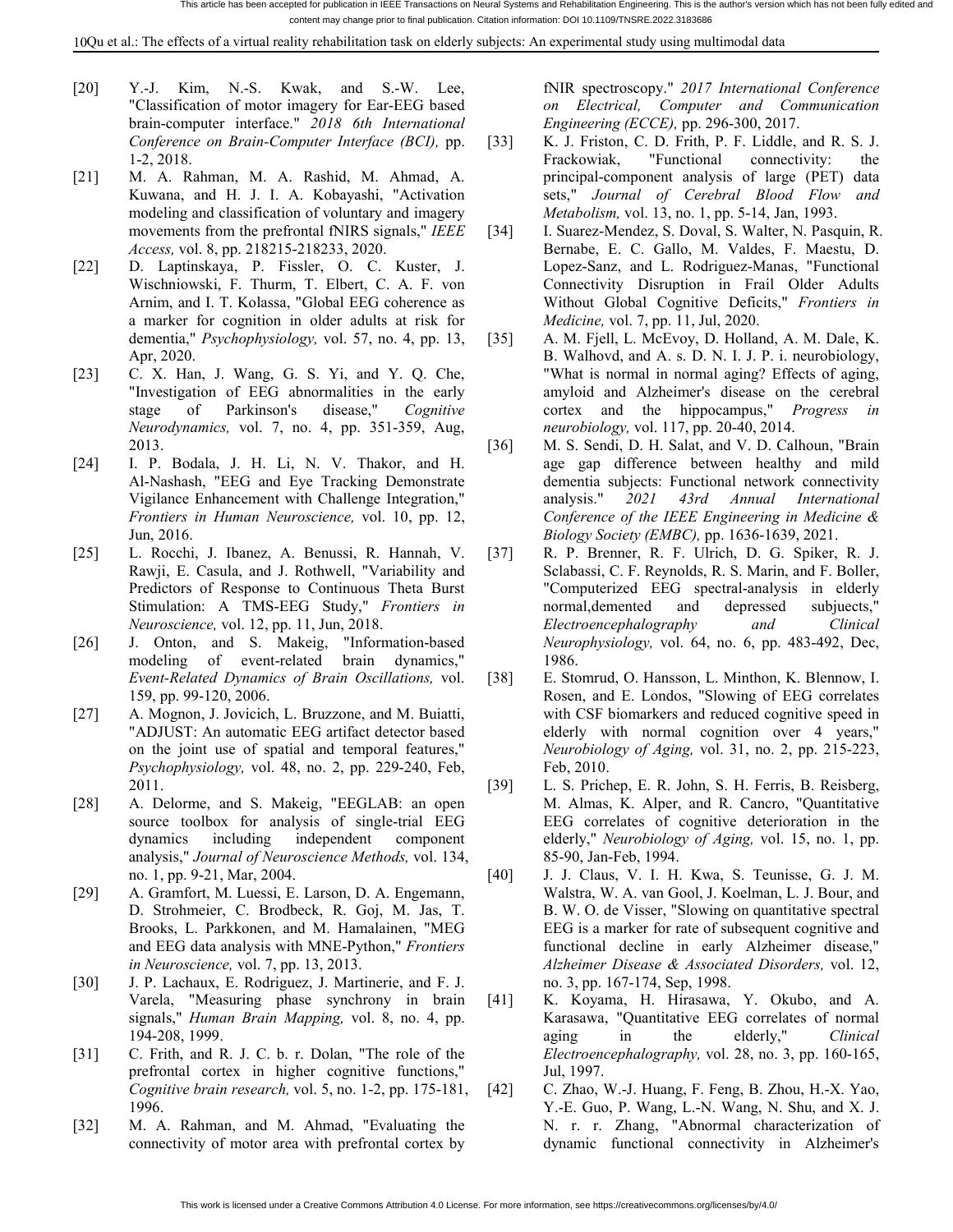[20] Y.-J. Kim, N.-S. Kwak, and S.-W. Lee, "Classification of motor imagery for Ear-EEG based brain-computer interface." *2018 6th International Conference on Brain-Computer Interface (BCI),* pp. 1-2, 2018.

[21] M. A. Rahman, M. A. Rashid, M. Ahmad, A. Kuwana, and H. J. I. A. Kobayashi, "Activation modeling and classification of voluntary and imagery movements from the prefrontal fNIRS signals," *IEEE Access,* vol. 8, pp. 218215-218233, 2020.

[22] D. Laptinskaya, P. Fissler, O. C. Kuster, J. Wischniowski, F. Thurm, T. Elbert, C. A. F. von Arnim, and I. T. Kolassa, "Global EEG coherence as a marker for cognition in older adults at risk for dementia," *Psychophysiology,* vol. 57, no. 4, pp. 13, Apr, 2020.

[23] C. X. Han, J. Wang, G. S. Yi, and Y. Q. Che, "Investigation of EEG abnormalities in the early stage of Parkinson's disease," *Cognitive Neurodynamics,* vol. 7, no. 4, pp. 351-359, Aug, 2013.

[24] I. P. Bodala, J. H. Li, N. V. Thakor, and H. Al-Nashash, "EEG and Eye Tracking Demonstrate Vigilance Enhancement with Challenge Integration," *Frontiers in Human Neuroscience,* vol. 10, pp. 12, Jun, 2016.

[25] L. Rocchi, J. Ibanez, A. Benussi, R. Hannah, V. Rawji, E. Casula, and J. Rothwell, "Variability and Predictors of Response to Continuous Theta Burst Stimulation: A TMS-EEG Study," *Frontiers in Neuroscience,* vol. 12, pp. 11, Jun, 2018.

[26] J. Onton, and S. Makeig, "Information-based modeling of event-related brain dynamics," *Event-Related Dynamics of Brain Oscillations,* vol. 159, pp. 99-120, 2006.

[27] A. Mognon, J. Jovicich, L. Bruzzone, and M. Buiatti, "ADJUST: An automatic EEG artifact detector based on the joint use of spatial and temporal features," *Psychophysiology,* vol. 48, no. 2, pp. 229-240, Feb, 2011.

[28] A. Delorme, and S. Makeig, "EEGLAB: an open source toolbox for analysis of single-trial EEG dynamics including independent component analysis," *Journal of Neuroscience Methods,* vol. 134, no. 1, pp. 9-21, Mar, 2004.

[29] A. Gramfort, M. Luessi, E. Larson, D. A. Engemann, D. Strohmeier, C. Brodbeck, R. Goj, M. Jas, T. Brooks, L. Parkkonen, and M. Hamalainen, "MEG and EEG data analysis with MNE-Python," *Frontiers in Neuroscience,* vol. 7, pp. 13, 2013.

[30] J. P. Lachaux, E. Rodriguez, J. Martinerie, and F. J. Varela, "Measuring phase synchrony in brain signals," *Human Brain Mapping,* vol. 8, no. 4, pp. 194-208, 1999.

[31] C. Frith, and R. J. C. b. r. Dolan, "The role of the prefrontal cortex in higher cognitive functions," *Cognitive brain research,* vol. 5, no. 1-2, pp. 175-181, 1996.

[32] M. A. Rahman, and M. Ahmad, "Evaluating the connectivity of motor area with prefrontal cortex by fNIR spectroscopy." *2017 International Conference on Electrical, Computer and Communication Engineering (ECCE),* pp. 296-300, 2017.

[33] K. J. Friston, C. D. Frith, P. F. Liddle, and R. S. J. Frackowiak, "Functional connectivity: the principal-component analysis of large (PET) data sets," *Journal of Cerebral Blood Flow and Metabolism,* vol. 13, no. 1, pp. 5-14, Jan, 1993.

[34] I. Suarez-Mendez, S. Doval, S. Walter, N. Pasquin, R. Bernabe, E. C. Gallo, M. Valdes, F. Maestu, D. Lopez-Sanz, and L. Rodriguez-Manas, "Functional Connectivity Disruption in Frail Older Adults Without Global Cognitive Deficits," *Frontiers in Medicine,* vol. 7, pp. 11, Jul, 2020.

[35] A. M. Fjell, L. McEvoy, D. Holland, A. M. Dale, K. B. Walhovd, and A. s. D. N. I. J. P. i. neurobiology, "What is normal in normal aging? Effects of aging, amyloid and Alzheimer's disease on the cerebral cortex and the hippocampus," *Progress in neurobiology,* vol. 117, pp. 20-40, 2014.

[36] M. S. Sendi, D. H. Salat, and V. D. Calhoun, "Brain age gap difference between healthy and mild dementia subjects: Functional network connectivity analysis." *2021 43rd Annual International Conference of the IEEE Engineering in Medicine & Biology Society (EMBC),* pp. 1636-1639, 2021.

[37] R. P. Brenner, R. F. Ulrich, D. G. Spiker, R. J. Sclabassi, C. F. Reynolds, R. S. Marin, and F. Boller, "Computerized EEG spectral-analysis in elderly normal,demented and depressed subjucts," *Electroencephalography and Clinical Neurophysiology,* vol. 64, no. 6, pp. 483-492, Dec, 1986.

[38] E. Stomrud, O. Hansson, L. Minthon, K. Blennow, I. Rosen, and E. Londos, "Slowing of EEG correlates with CSF biomarkers and reduced cognitive speed in elderly with normal cognition over 4 years," *Neurobiology of Aging,* vol. 31, no. 2, pp. 215-223, Feb, 2010.

[39] L. S. Prichep, E. R. John, S. H. Ferris, B. Reisberg, M. Almas, K. Alper, and R. Cancro, "Quantitative EEG correlates of cognitive deterioration in the elderly," *Neurobiology of Aging,* vol. 15, no. 1, pp. 85-90, Jan-Feb, 1994.

[40] J. J. Claus, V. I. H. Kwa, S. Teunisse, G. J. M. Walstra, W. A. van Gool, J. Koelman, L. J. Bour, and B. W. O. de Visser, "Slowing on quantitative spectral EEG is a marker for rate of subsequent cognitive and functional decline in early Alzheimer disease," *Alzheimer Disease & Associated Disorders,* vol. 12, no. 3, pp. 167-174, Sep, 1998.

[41] K. Koyama, H. Hirasawa, Y. Okubo, and A. Karasawa, "Quantitative EEG correlates of normal aging in the elderly," *Clinical Electroencephalography,* vol. 28, no. 3, pp. 160-165, Jul, 1997.

[42] C. Zhao, W.-J. Huang, F. Feng, B. Zhou, H.-X. Yao, Y.-E. Guo, P. Wang, L.-N. Wang, N. Shu, and X. J. N. r. r. Zhang, "Abnormal characterization of dynamic functional connectivity in Alzheimer's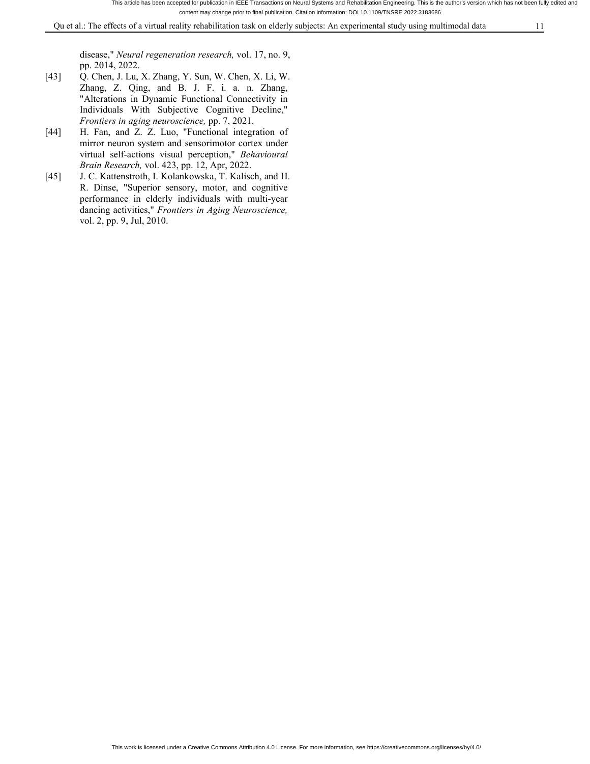disease," *Neural regeneration research,* vol. 17, no. 9, pp. 2014, 2022.

[43] Q. Chen, J. Lu, X. Zhang, Y. Sun, W. Chen, X. Li, W. Zhang, Z. Qing, and B. J. F. i. a. n. Zhang, "Alterations in Dynamic Functional Connectivity in Individuals With Subjective Cognitive Decline," *Frontiers in aging neuroscience,* pp. 7, 2021.

[44] H. Fan, and Z. Z. Luo, "Functional integration of mirror neuron system and sensorimotor cortex under virtual self-actions visual perception," *Behavioural Brain Research,* vol. 423, pp. 12, Apr, 2022.

[45] J. C. Kattenstroth, I. Kolankowska, T. Kalisch, and H. R. Dinse, "Superior sensory, motor, and cognitive performance in elderly individuals with multi-year dancing activities," *Frontiers in Aging Neuroscience,* vol. 2, pp. 9, Jul, 2010.